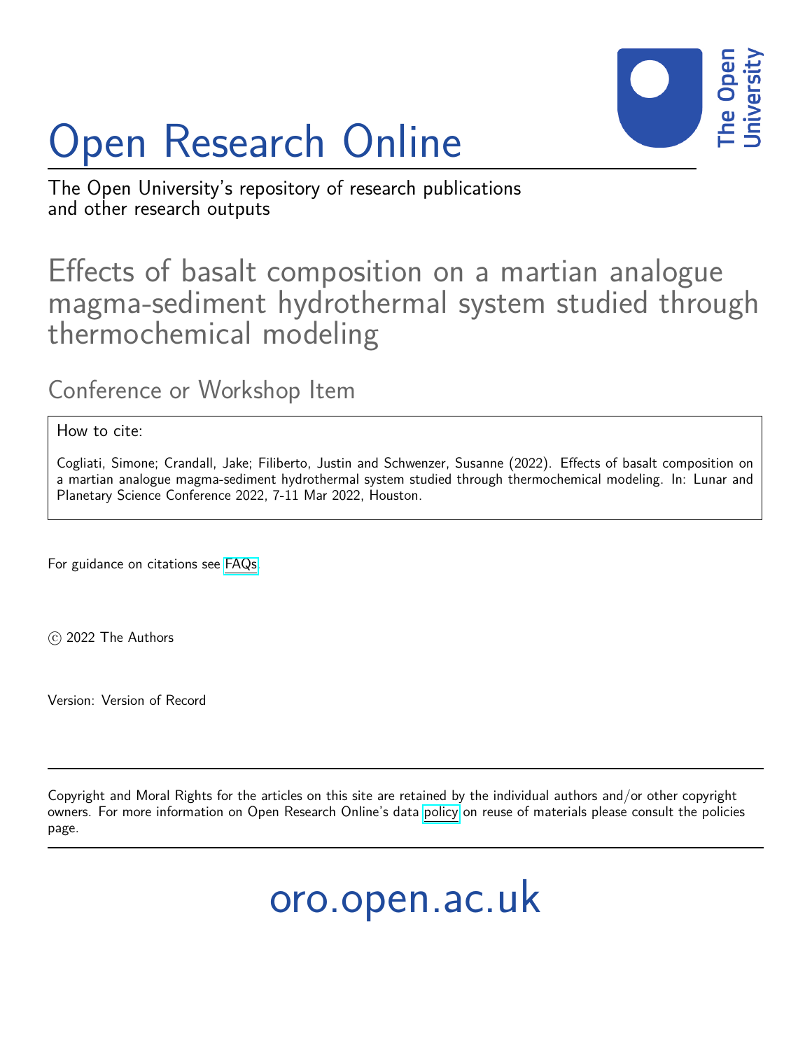# Open Research Online

The Open University's repository of research publications and other research outputs

## Effects of basalt composition on a martian analogue magma-sediment hydrothermal system studied through thermochemical modeling

### Conference or Workshop Item

How to cite:

Cogliati, Simone; Crandall, Jake; Filiberto, Justin and Schwenzer, Susanne (2022). Effects of basalt composition on a martian analogue magma-sediment hydrothermal system studied through thermochemical modeling. In: Lunar and Planetary Science Conference 2022, 7-11 Mar 2022, Houston.

For guidance on citations see FAQs.

© 2022 The Authors

Version: Version of Record

Copyright and Moral Rights for the articles on this site are retained by the individual authors and/or other copyright owners. For more information on Open Research Online's data policy on reuse of materials please consult the policies page.

oro.open.ac.uk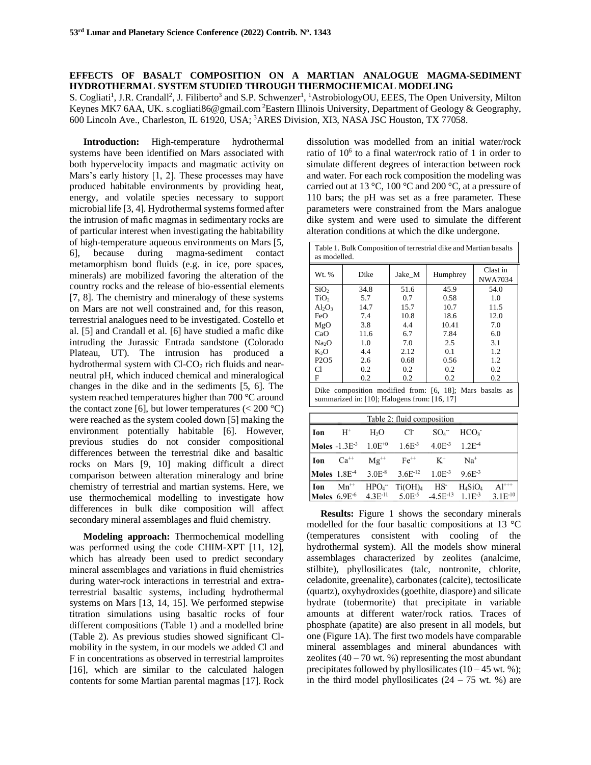## EFFECTS OF BASALT COMPOSITION ON A MARTIAN ANALOGUE MAGMA-SEDIMENT HYDROTHERMAL SYSTEM STUDIED THROUGH THERMOCHEMICAL MODELING

S. Cogliati[1], J.R. Crandall[2], J. Filiberto[3] and S.P. Schwenzer[1], [1]AstrobiologyOU, EEES, The Open University, Milton Keynes MK7 6AA, UK. s.cogliati86@gmail.com [2]Eastern Illinois University, Department of Geology & Geography, 600 Lincoln Ave., Charleston, IL 61920, USA; [3]ARES Division, XI3, NASA JSC Houston, TX 77058.

**Introduction:** High-temperature hydrothermal systems have been identified on Mars associated with both hypervelocity impacts and magmatic activity on Mars's early history [1, 2]. These processes may have produced habitable environments by providing heat, energy, and volatile species necessary to support microbial life [3, 4]. Hydrothermal systems formed after the intrusion of mafic magmas in sedimentary rocks are of particular interest when investigating the habitability of high-temperature aqueous environments on Mars [5, 6], because during magma-sediment contact metamorphism bond fluids (e.g. in ice, pore spaces, minerals) are mobilized favoring the alteration of the country rocks and the release of bio-essential elements [7, 8]. The chemistry and mineralogy of these systems on Mars are not well constrained and, for this reason, terrestrial analogues need to be investigated. Costello et al. [5] and Crandall et al. [6] have studied a mafic dike intruding the Jurassic Entrada sandstone (Colorado Plateau, UT). The intrusion has produced a hydrothermal system with Cl-$CO_2$ rich fluids and near-neutral pH, which induced chemical and mineralogical changes in the dike and in the sediments [5, 6]. The system reached temperatures higher than 700 °C around the contact zone [6], but lower temperatures (< 200 °C) were reached as the system cooled down [5] making the environment potentially habitable [6]. However, previous studies do not consider compositional differences between the terrestrial dike and basaltic rocks on Mars [9, 10] making difficult a direct comparison between alteration mineralogy and brine chemistry of terrestrial and martian systems. Here, we use thermochemical modelling to investigate how differences in bulk dike composition will affect secondary mineral assemblages and fluid chemistry.

**Modeling approach:** Thermochemical modelling was performed using the code CHIM-XPT [11, 12], which has already been used to predict secondary mineral assemblages and variations in fluid chemistries during water-rock interactions in terrestrial and extra-terrestrial basaltic systems, including hydrothermal systems on Mars [13, 14, 15]. We performed stepwise titration simulations using basaltic rocks of four different compositions (Table 1) and a modelled brine (Table 2). As previous studies showed significant Cl-mobility in the system, in our models we added Cl and F in concentrations as observed in terrestrial lamproites [16], which are similar to the calculated halogen contents for some Martian parental magmas [17]. Rock dissolution was modelled from an initial water/rock ratio of $10^6$ to a final water/rock ratio of 1 in order to simulate different degrees of interaction between rock and water. For each rock composition the modeling was carried out at 13 °C, 100 °C and 200 °C, at a pressure of 110 bars; the pH was set as a free parameter. These parameters were constrained from the Mars analogue dike system and were used to simulate the different alteration conditions at which the dike undergone.

Table 1. Bulk Composition of terrestrial dike and Martian basalts as modelled.

| Wt. % | Dike | Jake_M | Humphrey | Clast in NWA7034 |
|---|---|---|---|---|
| $SiO_2$ | 34.8 | 51.6 | 45.9 | 54.0 |
| $TiO_2$ | 5.7 | 0.7 | 0.58 | 1.0 |
| $Al_2O_3$ | 14.7 | 15.7 | 10.7 | 11.5 |
| FeO | 7.4 | 10.8 | 18.6 | 12.0 |
| MgO | 3.8 | 4.4 | 10.41 | 7.0 |
| CaO | 11.6 | 6.7 | 7.84 | 6.0 |
| $Na_2O$ | 1.0 | 7.0 | 2.5 | 3.1 |
| $K_2O$ | 4.4 | 2.12 | 0.1 | 1.2 |
| P2O5 | 2.6 | 0.68 | 0.56 | 1.2 |
| Cl | 0.2 | 0.2 | 0.2 | 0.2 |
| F | 0.2 | 0.2 | 0.2 | 0.2 |

Dike composition modified from: [6, 18]; Mars basalts as summarized in: [10]; Halogens from: [16, 17]

Table 2: fluid composition

| Ion | $H^+$ | $H_2O$ | $Cl^-$ | $SO_4^{--}$ | $HCO_3^-$ | |
|---|---|---|---|---|---|---|
| Moles | -1.3E-3 | 1.0E+0 | 1.6E-3 | 4.0E-3 | 1.2E-4 | |
| **Ion** | $Ca^{++}$ | $Mg^{++}$ | $Fe^{++}$ | $K^+$ | $Na^+$ | |
| **Moles** | 1.8E-4 | 3.0E-8 | 3.6E-12 | 1.0E-3 | 9.6E-3 | |
| **Ion** | $Mn^{++}$ | $HPO_4^{--}$ | $Ti(OH)_4$ | $HS^-$ | $H_4SiO_4$ | $Al^{+++}$ |
| **Moles** | 6.9E-6 | 4.3E-11 | 5.0E-5 | -4.5E-13 | 1.1E-3 | 3.1E-10 |

**Results:** Figure 1 shows the secondary minerals modelled for the four basaltic compositions at 13 °C (temperatures consistent with cooling of the hydrothermal system). All the models show mineral assemblages characterized by zeolites (analcime, stilbite), phyllosilicates (talc, nontronite, chlorite, celadonite, greenalite), carbonates (calcite), tectosilicate (quartz), oxyhydroxides (goethite, diaspore) and silicate hydrate (tobermorite) that precipitate in variable amounts at different water/rock ratios. Traces of phosphate (apatite) are also present in all models, but one (Figure 1A). The first two models have comparable mineral assemblages and mineral abundances with zeolites (40 – 70 wt. %) representing the most abundant precipitates followed by phyllosilicates (10 – 45 wt. %); in the third model phyllosilicates (24 – 75 wt. %) are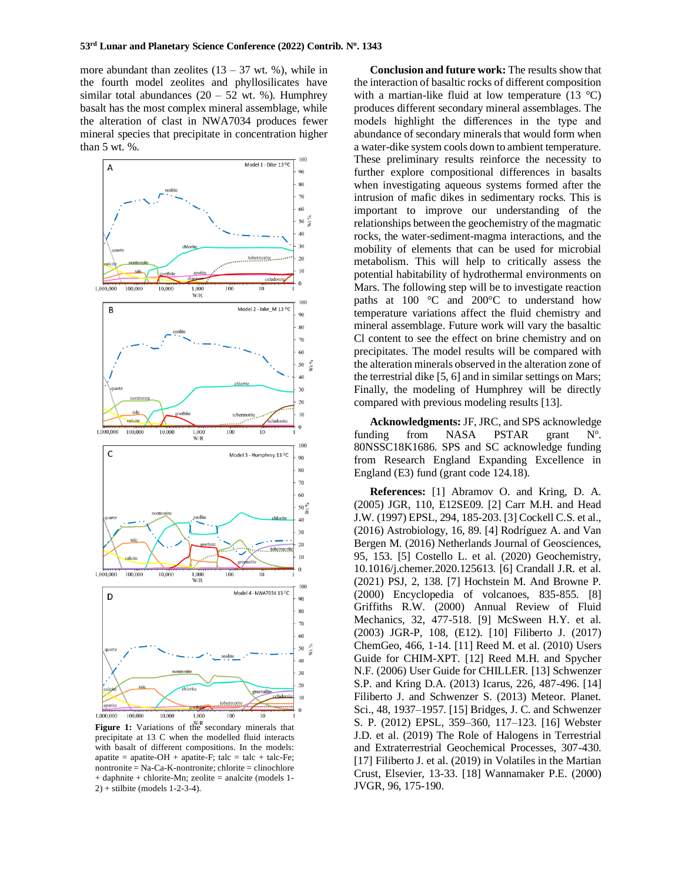more abundant than zeolites (13 – 37 wt. %), while in the fourth model zeolites and phyllosilicates have similar total abundances (20 – 52 wt. %). Humphrey basalt has the most complex mineral assemblage, while the alteration of clast in NWA7034 produces fewer mineral species that precipitate in concentration higher than 5 wt. %.

A
Model 1 - Dike 13 °C
zeolite
quartz
chlorite
calcite
nontronite
talc
goethite
apatite
diaspore
tobermorite
celadonite
1,000,000 100,000 10,000 1,000 100 10 1
W/R
Wt %
0 10 20 30 40 50 60 70 80 90 100

B
Model 2 - Jake_M 13 °C
zeolite
quartz
chlorite
nontronite
talc
calcite
goethite
tobermorite
celadonite
1,000,000 100,000 10,000 1,000 100 10 1
W/R
Wt %
0 10 20 30 40 50 60 70 80 90 100

C
Model 3 - Humphrey 13 °C
quartz
nontronite
zeolite
chlorite
talc
goethite
tobermorite
calcite
greenalite
1,000,000 100,000 10,000 1,000 100 10 1
W/R
Wt %
0 10 20 30 40 50 60 70 80 90 100

D
Model 4 - NWA7034 13 °C
quartz
zeolite
nontronite
calcite
talc
chlorite
greenalite
celadonite
apatite
goethite
tobermorite
1,000,000 100,000 10,000 1,000 100 10 1
W/R
Wt %
0 10 20 30 40 50 60 70 80 90 100

**Figure 1:** Variations of the secondary minerals that precipitate at 13 C when the modelled fluid interacts with basalt of different compositions. In the models: apatite = apatite-OH + apatite-F; talc = talc + talc-Fe; nontronite = Na-Ca-K-nontronite; chlorite = clinochlore + daphnite + chlorite-Mn; zeolite = analcite (models 1-2) + stilbite (models 1-2-3-4).

**Conclusion and future work:** The results show that the interaction of basaltic rocks of different composition with a martian-like fluid at low temperature (13 °C) produces different secondary mineral assemblages. The models highlight the differences in the type and abundance of secondary minerals that would form when a water-dike system cools down to ambient temperature. These preliminary results reinforce the necessity to further explore compositional differences in basalts when investigating aqueous systems formed after the intrusion of mafic dikes in sedimentary rocks. This is important to improve our understanding of the relationships between the geochemistry of the magmatic rocks, the water-sediment-magma interactions, and the mobility of elements that can be used for microbial metabolism. This will help to critically assess the potential habitability of hydrothermal environments on Mars. The following step will be to investigate reaction paths at 100 °C and 200°C to understand how temperature variations affect the fluid chemistry and mineral assemblage. Future work will vary the basaltic Cl content to see the effect on brine chemistry and on precipitates. The model results will be compared with the alteration minerals observed in the alteration zone of the terrestrial dike [5, 6] and in similar settings on Mars; Finally, the modeling of Humphrey will be directly compared with previous modeling results [13].

**Acknowledgments:** JF, JRC, and SPS acknowledge funding from NASA PSTAR grant Nº. 80NSSC18K1686. SPS and SC acknowledge funding from Research England Expanding Excellence in England (E3) fund (grant code 124.18).

**References:** [1] Abramov O. and Kring, D. A. (2005) JGR, 110, E12SE09. [2] Carr M.H. and Head J.W. (1997) EPSL, 294, 185-203. [3] Cockell C.S. et al., (2016) Astrobiology, 16, 89. [4] Rodríguez A. and Van Bergen M. (2016) Netherlands Journal of Geosciences, 95, 153. [5] Costello L. et al. (2020) Geochemistry, 10.1016/j.chemer.2020.125613. [6] Crandall J.R. et al. (2021) PSJ, 2, 138. [7] Hochstein M. And Browne P. (2000) Encyclopedia of volcanoes, 835-855. [8] Griffiths R.W. (2000) Annual Review of Fluid Mechanics, 32, 477-518. [9] McSween H.Y. et al. (2003) JGR-P, 108, (E12). [10] Filiberto J. (2017) ChemGeo, 466, 1-14. [11] Reed M. et al. (2010) Users Guide for CHIM-XPT. [12] Reed M.H. and Spycher N.F. (2006) User Guide for CHILLER. [13] Schwenzer S.P. and Kring D.A. (2013) Icarus, 226, 487-496. [14] Filiberto J. and Schwenzer S. (2013) Meteor. Planet. Sci., 48, 1937–1957. [15] Bridges, J. C. and Schwenzer S. P. (2012) EPSL, 359–360, 117–123. [16] Webster J.D. et al. (2019) The Role of Halogens in Terrestrial and Extraterrestrial Geochemical Processes, 307-430. [17] Filiberto J. et al. (2019) in Volatiles in the Martian Crust, Elsevier, 13-33. [18] Wannamaker P.E. (2000) JVGR, 96, 175-190.